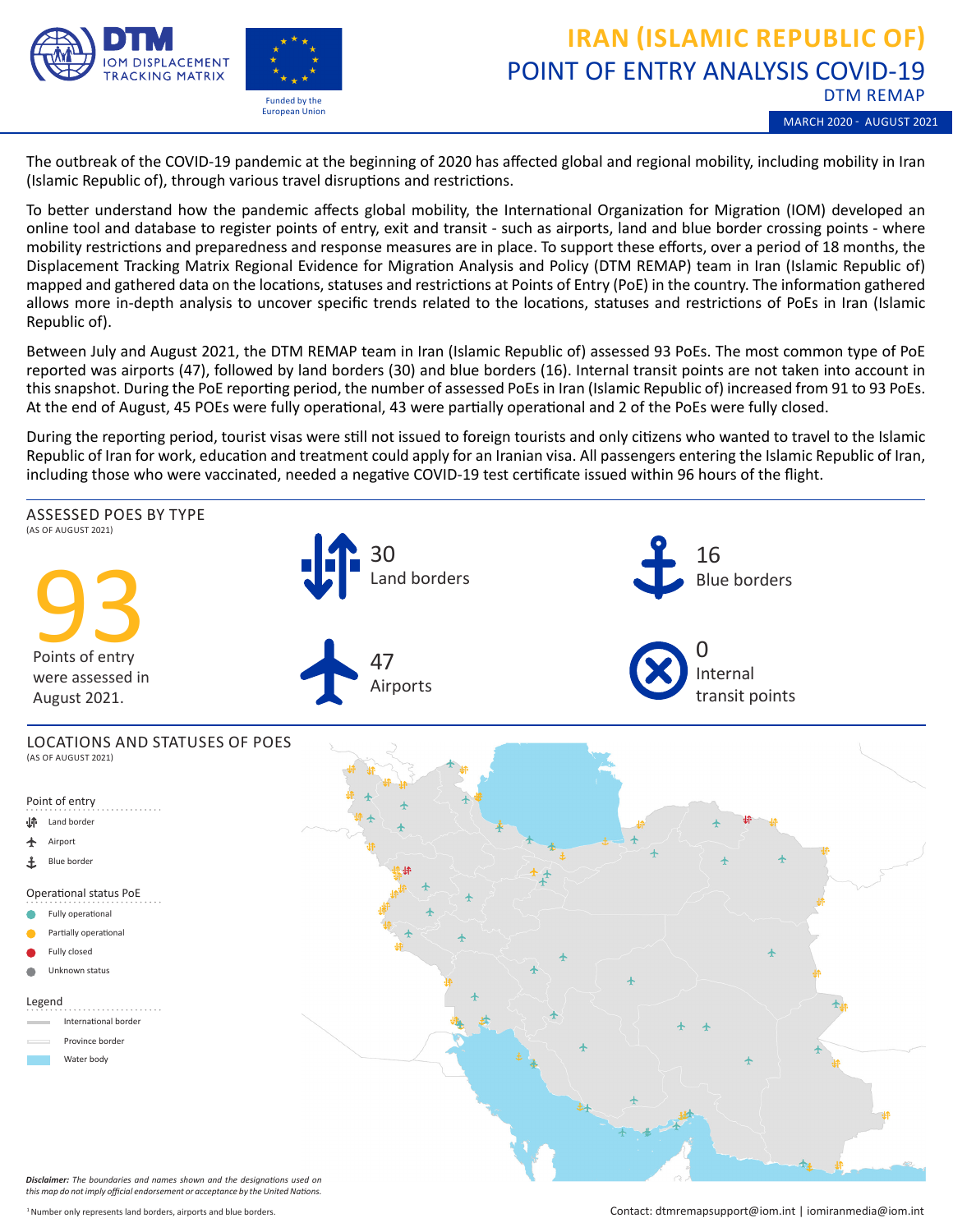# IRAN (ISLAMIC REPUBLIC OF)
## POINT OF ENTRY ANALYSIS COVID-19
### DTM REMAP

MARCH 2020 - AUGUST 2021

DTM IOM DISPLACEMENT TRACKING MATRIX

Funded by the European Union

The outbreak of the COVID-19 pandemic at the beginning of 2020 has affected global and regional mobility, including mobility in Iran (Islamic Republic of), through various travel disruptions and restrictions.

To better understand how the pandemic affects global mobility, the International Organization for Migration (IOM) developed an online tool and database to register points of entry, exit and transit - such as airports, land and blue border crossing points - where mobility restrictions and preparedness and response measures are in place. To support these efforts, over a period of 18 months, the Displacement Tracking Matrix Regional Evidence for Migration Analysis and Policy (DTM REMAP) team in Iran (Islamic Republic of) mapped and gathered data on the locations, statuses and restrictions at Points of Entry (PoE) in the country. The information gathered allows more in-depth analysis to uncover specific trends related to the locations, statuses and restrictions of PoEs in Iran (Islamic Republic of).

Between July and August 2021, the DTM REMAP team in Iran (Islamic Republic of) assessed 93 PoEs. The most common type of PoE reported was airports (47), followed by land borders (30) and blue borders (16). Internal transit points are not taken into account in this snapshot. During the PoE reporting period, the number of assessed PoEs in Iran (Islamic Republic of) increased from 91 to 93 PoEs. At the end of August, 45 POEs were fully operational, 43 were partially operational and 2 of the PoEs were fully closed.

During the reporting period, tourist visas were still not issued to foreign tourists and only citizens who wanted to travel to the Islamic Republic of Iran for work, education and treatment could apply for an Iranian visa. All passengers entering the Islamic Republic of Iran, including those who were vaccinated, needed a negative COVID-19 test certificate issued within 96 hours of the flight.

## ASSESSED POES BY TYPE
(AS OF AUGUST 2021)

**93** Points of entry were assessed in August 2021.

- 30 Land borders
- 16 Blue borders
- 47 Airports
- 0 Internal transit points

## LOCATIONS AND STATUSES OF POES
(AS OF AUGUST 2021)

**Point of entry**
- Land border
- Airport
- Blue border

**Operational status PoE**
- Fully operational
- Partially operational
- Fully closed
- Unknown status

**Legend**
- International border
- Province border
- Water body

*Disclaimer: The boundaries and names shown and the designations used on this map do not imply official endorsement or acceptance by the United Nations.*

[1] Number only represents land borders, airports and blue borders.

Contact: dtmremapsupport@iom.int | iomiranmedia@iom.int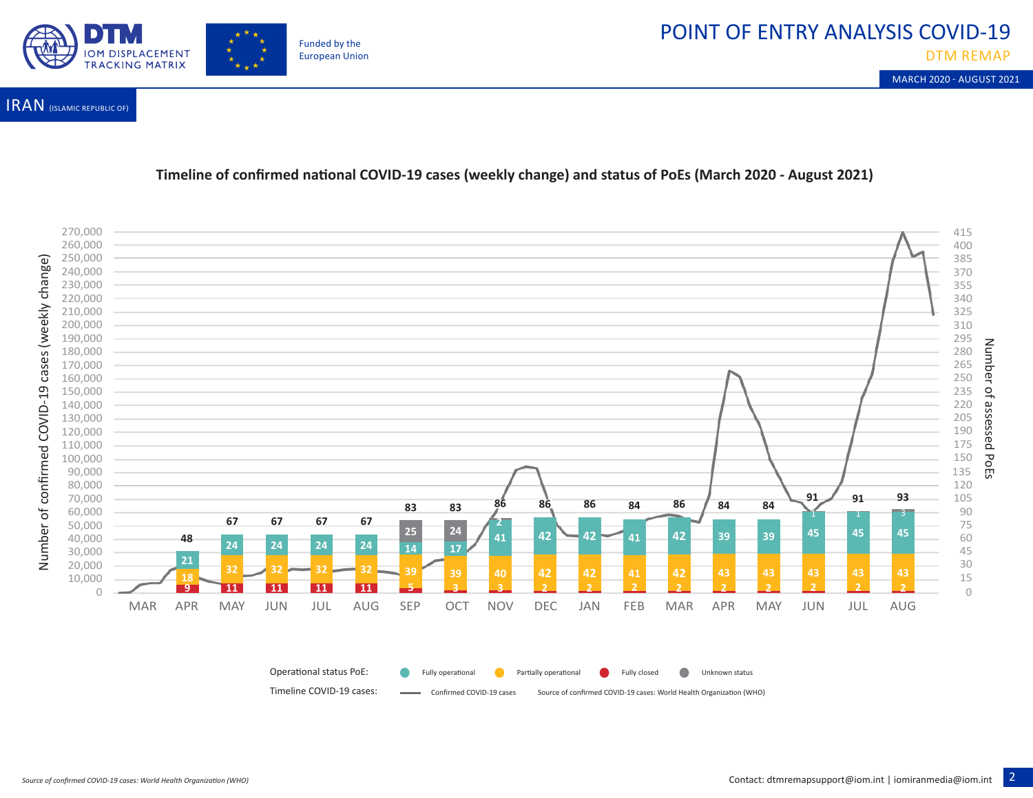# POINT OF ENTRY ANALYSIS COVID-19

DTM REMAP

MARCH 2020 - AUGUST 2021

IRAN (ISLAMIC REPUBLIC OF)

Funded by the European Union

## Timeline of confirmed national COVID-19 cases (weekly change) and status of PoEs (March 2020 - August 2021)

| Month | Fully operational | Partially operational | Fully closed | Unknown status | Total assessed PoEs |
|---|---|---|---|---|---|
| APR | 21 | 18 | 9 | | 48 |
| MAY | 24 | 32 | 11 | | 67 |
| JUN | 24 | 32 | 11 | | 67 |
| JUL | 24 | 32 | 11 | | 67 |
| AUG | 24 | 32 | 11 | | 67 |
| SEP | 14 | 39 | 5 | 25 | 83 |
| OCT | 17 | 39 | 3 | 24 | 83 |
| NOV | 41 | 40 | 3 | 2 | 86 |
| DEC | 42 | 42 | 2 | | 86 |
| JAN | 42 | 42 | 2 | | 86 |
| FEB | 41 | 41 | 2 | | 84 |
| MAR | 42 | 42 | 2 | | 86 |
| APR | 39 | 43 | 2 | | 84 |
| MAY | 39 | 43 | 2 | | 84 |
| JUN | 45 | 43 | 2 | 1 | 91 |
| JUL | 45 | 43 | 2 | 1 | 91 |
| AUG | 45 | 43 | 2 | 3 | 93 |

Operational status PoE: Fully operational, Partially operational, Fully closed, Unknown status

Timeline COVID-19 cases: Confirmed COVID-19 cases

Source of confirmed COVID-19 cases: World Health Organization (WHO)

*Source of confirmed COVID-19 cases: World Health Organization (WHO)*

Contact: dtmremapsupport@iom.int | iomiranmedia@iom.int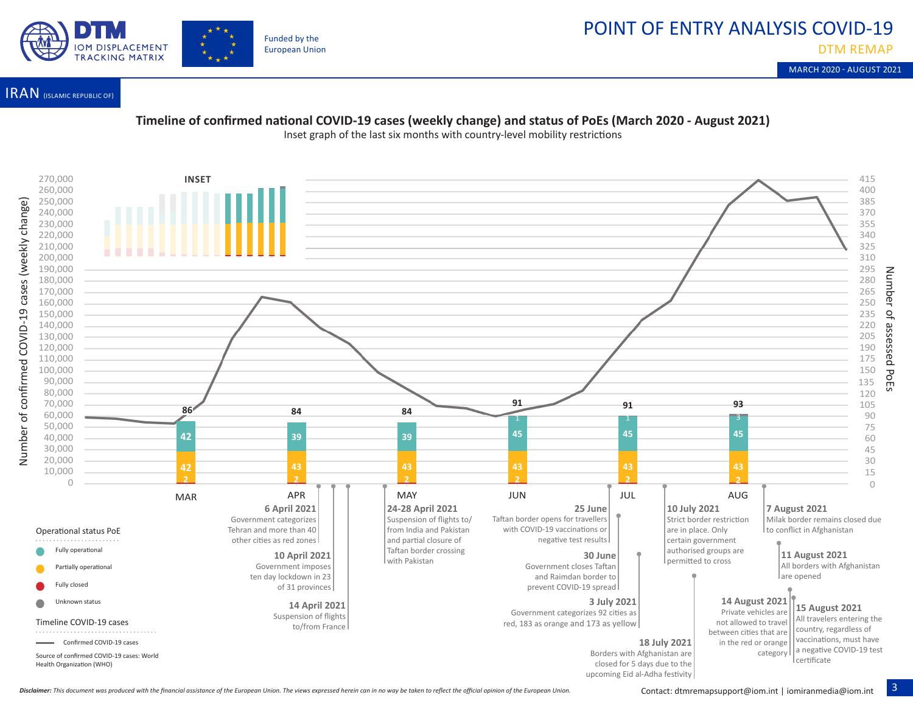# POINT OF ENTRY ANALYSIS COVID-19

DTM REMAP

MARCH 2020 - AUGUST 2021

Funded by the European Union

## IRAN (ISLAMIC REPUBLIC OF)

### Timeline of confirmed national COVID-19 cases (weekly change) and status of PoEs (March 2020 - August 2021)

Inset graph of the last six months with country-level mobility restrictions

INSET

Number of confirmed COVID-19 cases (weekly change)

270,000
260,000
250,000
240,000
230,000
220,000
210,000
200,000
190,000
180,000
170,000
160,000
150,000
140,000
130,000
120,000
110,000
100,000
90,000
80,000
70,000
60,000
50,000
40,000
30,000
20,000
10,000
0

Number of assessed PoEs

415
400
385
370
355
340
325
310
295
280
265
250
235
220
205
190
175
160
150
135
120
105
90
75
60
45
30
15
0

MAR: 86 — 42, 42, 2
APR: 84 — 39, 43, 2
MAY: 84 — 39, 43, 2
JUN: 91 — 1, 45, 43, 2
JUL: 91 — 1, 45, 43, 2
AUG: 93 — 3, 45, 43, 2

**6 April 2021**
Government categorizes Tehran and more than 40 other cities as red zones

**10 April 2021**
Government imposes ten day lockdown in 23 of 31 provinces

**14 April 2021**
Suspension of flights to/from France

**24-28 April 2021**
Suspension of flights to/ from India and Pakistan and partial closure of Taftan border crossing with Pakistan

**25 June**
Taftan border opens for travellers with COVID-19 vaccinations or negative test results

**30 June**
Government closes Taftan and Raimdan border to prevent COVID-19 spread

**3 July 2021**
Government categorizes 92 cities as red, 183 as orange and 173 as yellow

**10 July 2021**
Strict border restriction are in place. Only certain government authorised groups are permitted to cross

**18 July 2021**
Borders with Afghanistan are closed for 5 days due to the upcoming Eid al-Adha festivity

**7 August 2021**
Milak border remains closed due to conflict in Afghanistan

**11 August 2021**
All borders with Afghanistan are opened

**14 August 2021**
Private vehicles are not allowed to travel between cities that are in the red or orange category

**15 August 2021**
All travelers entering the country, regardless of vaccinations, must have a negative COVID-19 test certificate

Operational status PoE
- Fully operational
- Partially operational
- Fully closed
- Unknown status

Timeline COVID-19 cases
- Confirmed COVID-19 cases

Source of confirmed COVID-19 cases: World Health Organization (WHO)

*Disclaimer: This document was produced with the financial assistance of the European Union. The views expressed herein can in no way be taken to reflect the official opinion of the European Union.*

Contact: dtmremapsupport@iom.int | iomiranmedia@iom.int